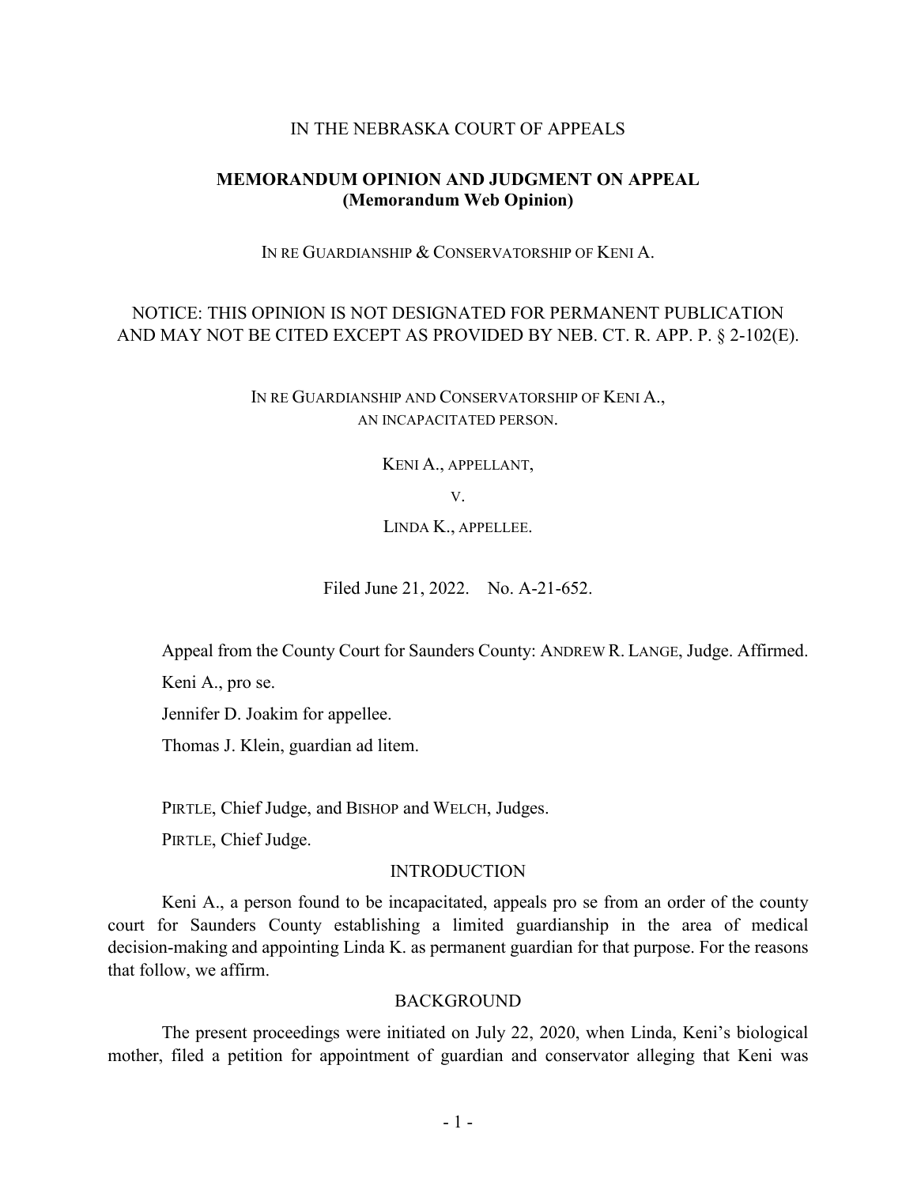IN THE NEBRASKA COURT OF APPEALS

**MEMORANDUM OPINION AND JUDGMENT ON APPEAL**
**(Memorandum Web Opinion)**

IN RE GUARDIANSHIP & CONSERVATORSHIP OF KENI A.

NOTICE: THIS OPINION IS NOT DESIGNATED FOR PERMANENT PUBLICATION AND MAY NOT BE CITED EXCEPT AS PROVIDED BY NEB. CT. R. APP. P. § 2-102(E).

IN RE GUARDIANSHIP AND CONSERVATORSHIP OF KENI A.,
AN INCAPACITATED PERSON.

KENI A., APPELLANT,

V.

LINDA K., APPELLEE.

Filed June 21, 2022. No. A-21-652.

Appeal from the County Court for Saunders County: ANDREW R. LANGE, Judge. Affirmed.

Keni A., pro se.

Jennifer D. Joakim for appellee.

Thomas J. Klein, guardian ad litem.

PIRTLE, Chief Judge, and BISHOP and WELCH, Judges.

PIRTLE, Chief Judge.

## INTRODUCTION

Keni A., a person found to be incapacitated, appeals pro se from an order of the county court for Saunders County establishing a limited guardianship in the area of medical decision-making and appointing Linda K. as permanent guardian for that purpose. For the reasons that follow, we affirm.

## BACKGROUND

The present proceedings were initiated on July 22, 2020, when Linda, Keni's biological mother, filed a petition for appointment of guardian and conservator alleging that Keni was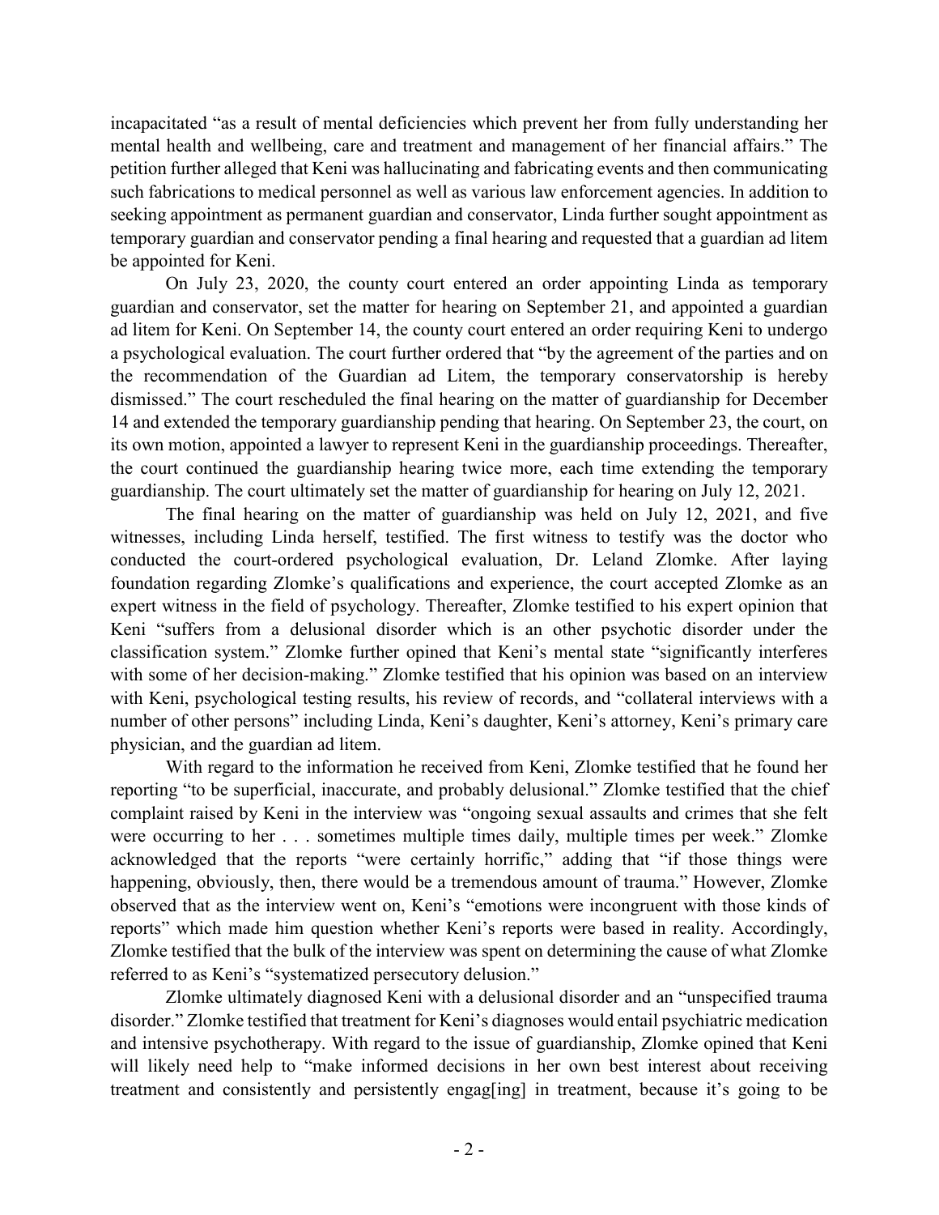incapacitated "as a result of mental deficiencies which prevent her from fully understanding her mental health and wellbeing, care and treatment and management of her financial affairs." The petition further alleged that Keni was hallucinating and fabricating events and then communicating such fabrications to medical personnel as well as various law enforcement agencies. In addition to seeking appointment as permanent guardian and conservator, Linda further sought appointment as temporary guardian and conservator pending a final hearing and requested that a guardian ad litem be appointed for Keni.

On July 23, 2020, the county court entered an order appointing Linda as temporary guardian and conservator, set the matter for hearing on September 21, and appointed a guardian ad litem for Keni. On September 14, the county court entered an order requiring Keni to undergo a psychological evaluation. The court further ordered that "by the agreement of the parties and on the recommendation of the Guardian ad Litem, the temporary conservatorship is hereby dismissed." The court rescheduled the final hearing on the matter of guardianship for December 14 and extended the temporary guardianship pending that hearing. On September 23, the court, on its own motion, appointed a lawyer to represent Keni in the guardianship proceedings. Thereafter, the court continued the guardianship hearing twice more, each time extending the temporary guardianship. The court ultimately set the matter of guardianship for hearing on July 12, 2021.

The final hearing on the matter of guardianship was held on July 12, 2021, and five witnesses, including Linda herself, testified. The first witness to testify was the doctor who conducted the court-ordered psychological evaluation, Dr. Leland Zlomke. After laying foundation regarding Zlomke's qualifications and experience, the court accepted Zlomke as an expert witness in the field of psychology. Thereafter, Zlomke testified to his expert opinion that Keni "suffers from a delusional disorder which is an other psychotic disorder under the classification system." Zlomke further opined that Keni's mental state "significantly interferes with some of her decision-making." Zlomke testified that his opinion was based on an interview with Keni, psychological testing results, his review of records, and "collateral interviews with a number of other persons" including Linda, Keni's daughter, Keni's attorney, Keni's primary care physician, and the guardian ad litem.

With regard to the information he received from Keni, Zlomke testified that he found her reporting "to be superficial, inaccurate, and probably delusional." Zlomke testified that the chief complaint raised by Keni in the interview was "ongoing sexual assaults and crimes that she felt were occurring to her . . . sometimes multiple times daily, multiple times per week." Zlomke acknowledged that the reports "were certainly horrific," adding that "if those things were happening, obviously, then, there would be a tremendous amount of trauma." However, Zlomke observed that as the interview went on, Keni's "emotions were incongruent with those kinds of reports" which made him question whether Keni's reports were based in reality. Accordingly, Zlomke testified that the bulk of the interview was spent on determining the cause of what Zlomke referred to as Keni's "systematized persecutory delusion."

Zlomke ultimately diagnosed Keni with a delusional disorder and an "unspecified trauma disorder." Zlomke testified that treatment for Keni's diagnoses would entail psychiatric medication and intensive psychotherapy. With regard to the issue of guardianship, Zlomke opined that Keni will likely need help to "make informed decisions in her own best interest about receiving treatment and consistently and persistently engag[ing] in treatment, because it's going to be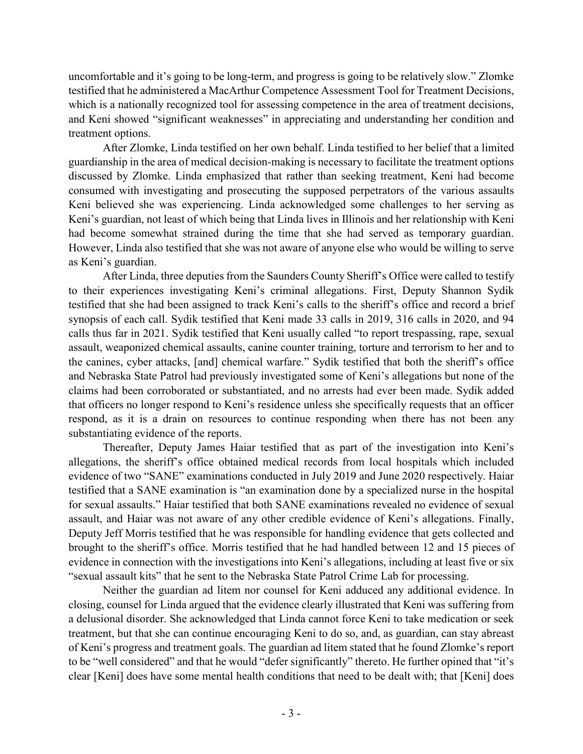uncomfortable and it's going to be long-term, and progress is going to be relatively slow." Zlomke testified that he administered a MacArthur Competence Assessment Tool for Treatment Decisions, which is a nationally recognized tool for assessing competence in the area of treatment decisions, and Keni showed "significant weaknesses" in appreciating and understanding her condition and treatment options.

After Zlomke, Linda testified on her own behalf. Linda testified to her belief that a limited guardianship in the area of medical decision-making is necessary to facilitate the treatment options discussed by Zlomke. Linda emphasized that rather than seeking treatment, Keni had become consumed with investigating and prosecuting the supposed perpetrators of the various assaults Keni believed she was experiencing. Linda acknowledged some challenges to her serving as Keni's guardian, not least of which being that Linda lives in Illinois and her relationship with Keni had become somewhat strained during the time that she had served as temporary guardian. However, Linda also testified that she was not aware of anyone else who would be willing to serve as Keni's guardian.

After Linda, three deputies from the Saunders County Sheriff's Office were called to testify to their experiences investigating Keni's criminal allegations. First, Deputy Shannon Sydik testified that she had been assigned to track Keni's calls to the sheriff's office and record a brief synopsis of each call. Sydik testified that Keni made 33 calls in 2019, 316 calls in 2020, and 94 calls thus far in 2021. Sydik testified that Keni usually called "to report trespassing, rape, sexual assault, weaponized chemical assaults, canine counter training, torture and terrorism to her and to the canines, cyber attacks, [and] chemical warfare." Sydik testified that both the sheriff's office and Nebraska State Patrol had previously investigated some of Keni's allegations but none of the claims had been corroborated or substantiated, and no arrests had ever been made. Sydik added that officers no longer respond to Keni's residence unless she specifically requests that an officer respond, as it is a drain on resources to continue responding when there has not been any substantiating evidence of the reports.

Thereafter, Deputy James Haiar testified that as part of the investigation into Keni's allegations, the sheriff's office obtained medical records from local hospitals which included evidence of two "SANE" examinations conducted in July 2019 and June 2020 respectively. Haiar testified that a SANE examination is "an examination done by a specialized nurse in the hospital for sexual assaults." Haiar testified that both SANE examinations revealed no evidence of sexual assault, and Haiar was not aware of any other credible evidence of Keni's allegations. Finally, Deputy Jeff Morris testified that he was responsible for handling evidence that gets collected and brought to the sheriff's office. Morris testified that he had handled between 12 and 15 pieces of evidence in connection with the investigations into Keni's allegations, including at least five or six "sexual assault kits" that he sent to the Nebraska State Patrol Crime Lab for processing.

Neither the guardian ad litem nor counsel for Keni adduced any additional evidence. In closing, counsel for Linda argued that the evidence clearly illustrated that Keni was suffering from a delusional disorder. She acknowledged that Linda cannot force Keni to take medication or seek treatment, but that she can continue encouraging Keni to do so, and, as guardian, can stay abreast of Keni's progress and treatment goals. The guardian ad litem stated that he found Zlomke's report to be "well considered" and that he would "defer significantly" thereto. He further opined that "it's clear [Keni] does have some mental health conditions that need to be dealt with; that [Keni] does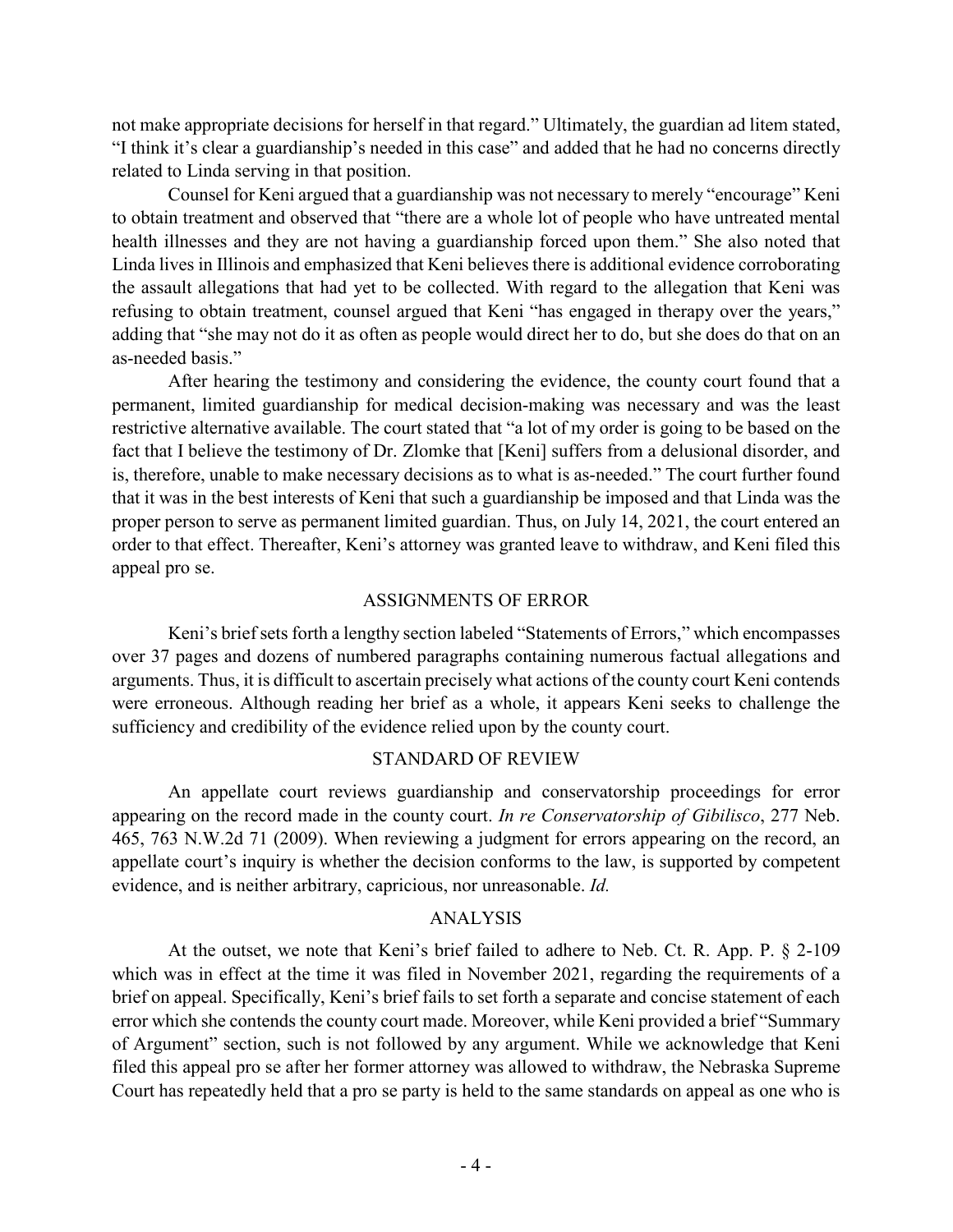not make appropriate decisions for herself in that regard." Ultimately, the guardian ad litem stated, "I think it's clear a guardianship's needed in this case" and added that he had no concerns directly related to Linda serving in that position.

Counsel for Keni argued that a guardianship was not necessary to merely "encourage" Keni to obtain treatment and observed that "there are a whole lot of people who have untreated mental health illnesses and they are not having a guardianship forced upon them." She also noted that Linda lives in Illinois and emphasized that Keni believes there is additional evidence corroborating the assault allegations that had yet to be collected. With regard to the allegation that Keni was refusing to obtain treatment, counsel argued that Keni "has engaged in therapy over the years," adding that "she may not do it as often as people would direct her to do, but she does do that on an as-needed basis."

After hearing the testimony and considering the evidence, the county court found that a permanent, limited guardianship for medical decision-making was necessary and was the least restrictive alternative available. The court stated that "a lot of my order is going to be based on the fact that I believe the testimony of Dr. Zlomke that [Keni] suffers from a delusional disorder, and is, therefore, unable to make necessary decisions as to what is as-needed." The court further found that it was in the best interests of Keni that such a guardianship be imposed and that Linda was the proper person to serve as permanent limited guardian. Thus, on July 14, 2021, the court entered an order to that effect. Thereafter, Keni's attorney was granted leave to withdraw, and Keni filed this appeal pro se.

## ASSIGNMENTS OF ERROR

Keni's brief sets forth a lengthy section labeled "Statements of Errors," which encompasses over 37 pages and dozens of numbered paragraphs containing numerous factual allegations and arguments. Thus, it is difficult to ascertain precisely what actions of the county court Keni contends were erroneous. Although reading her brief as a whole, it appears Keni seeks to challenge the sufficiency and credibility of the evidence relied upon by the county court.

## STANDARD OF REVIEW

An appellate court reviews guardianship and conservatorship proceedings for error appearing on the record made in the county court. *In re Conservatorship of Gibilisco*, 277 Neb. 465, 763 N.W.2d 71 (2009). When reviewing a judgment for errors appearing on the record, an appellate court's inquiry is whether the decision conforms to the law, is supported by competent evidence, and is neither arbitrary, capricious, nor unreasonable. *Id.*

## ANALYSIS

At the outset, we note that Keni's brief failed to adhere to Neb. Ct. R. App. P. § 2-109 which was in effect at the time it was filed in November 2021, regarding the requirements of a brief on appeal. Specifically, Keni's brief fails to set forth a separate and concise statement of each error which she contends the county court made. Moreover, while Keni provided a brief "Summary of Argument" section, such is not followed by any argument. While we acknowledge that Keni filed this appeal pro se after her former attorney was allowed to withdraw, the Nebraska Supreme Court has repeatedly held that a pro se party is held to the same standards on appeal as one who is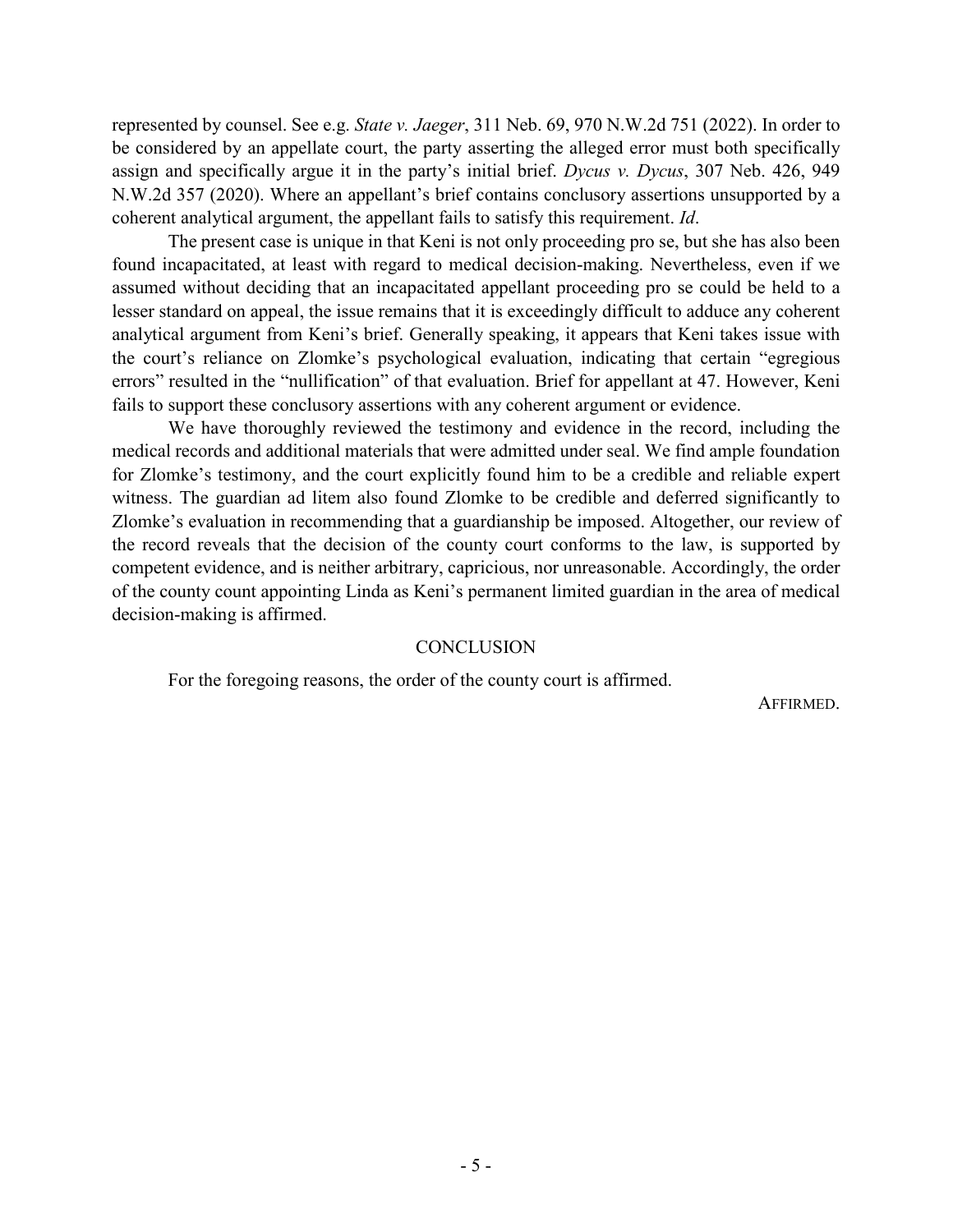represented by counsel. See e.g. *State v. Jaeger*, 311 Neb. 69, 970 N.W.2d 751 (2022). In order to be considered by an appellate court, the party asserting the alleged error must both specifically assign and specifically argue it in the party's initial brief. *Dycus v. Dycus*, 307 Neb. 426, 949 N.W.2d 357 (2020). Where an appellant's brief contains conclusory assertions unsupported by a coherent analytical argument, the appellant fails to satisfy this requirement. *Id*.

The present case is unique in that Keni is not only proceeding pro se, but she has also been found incapacitated, at least with regard to medical decision-making. Nevertheless, even if we assumed without deciding that an incapacitated appellant proceeding pro se could be held to a lesser standard on appeal, the issue remains that it is exceedingly difficult to adduce any coherent analytical argument from Keni's brief. Generally speaking, it appears that Keni takes issue with the court's reliance on Zlomke's psychological evaluation, indicating that certain "egregious errors" resulted in the "nullification" of that evaluation. Brief for appellant at 47. However, Keni fails to support these conclusory assertions with any coherent argument or evidence.

We have thoroughly reviewed the testimony and evidence in the record, including the medical records and additional materials that were admitted under seal. We find ample foundation for Zlomke's testimony, and the court explicitly found him to be a credible and reliable expert witness. The guardian ad litem also found Zlomke to be credible and deferred significantly to Zlomke's evaluation in recommending that a guardianship be imposed. Altogether, our review of the record reveals that the decision of the county court conforms to the law, is supported by competent evidence, and is neither arbitrary, capricious, nor unreasonable. Accordingly, the order of the county count appointing Linda as Keni's permanent limited guardian in the area of medical decision-making is affirmed.

## CONCLUSION

For the foregoing reasons, the order of the county court is affirmed.

AFFIRMED.